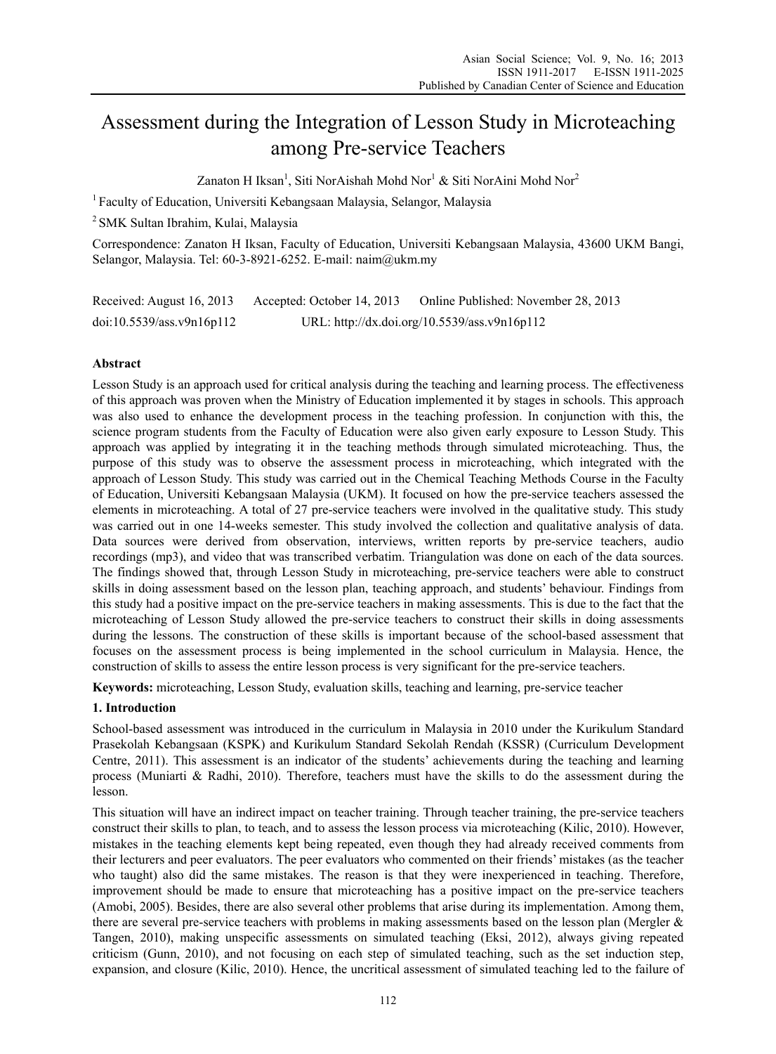# Assessment during the Integration of Lesson Study in Microteaching among Pre-service Teachers

Zanaton H Iksan[1], Siti NorAishah Mohd Nor[1] & Siti NorAini Mohd Nor[2]

[1] Faculty of Education, Universiti Kebangsaan Malaysia, Selangor, Malaysia

[2] SMK Sultan Ibrahim, Kulai, Malaysia

Correspondence: Zanaton H Iksan, Faculty of Education, Universiti Kebangsaan Malaysia, 43600 UKM Bangi, Selangor, Malaysia. Tel: 60-3-8921-6252. E-mail: naim@ukm.my

Received: August 16, 2013 Accepted: October 14, 2013 Online Published: November 28, 2013

doi:10.5539/ass.v9n16p112 URL: http://dx.doi.org/10.5539/ass.v9n16p112

## Abstract

Lesson Study is an approach used for critical analysis during the teaching and learning process. The effectiveness of this approach was proven when the Ministry of Education implemented it by stages in schools. This approach was also used to enhance the development process in the teaching profession. In conjunction with this, the science program students from the Faculty of Education were also given early exposure to Lesson Study. This approach was applied by integrating it in the teaching methods through simulated microteaching. Thus, the purpose of this study was to observe the assessment process in microteaching, which integrated with the approach of Lesson Study. This study was carried out in the Chemical Teaching Methods Course in the Faculty of Education, Universiti Kebangsaan Malaysia (UKM). It focused on how the pre-service teachers assessed the elements in microteaching. A total of 27 pre-service teachers were involved in the qualitative study. This study was carried out in one 14-weeks semester. This study involved the collection and qualitative analysis of data. Data sources were derived from observation, interviews, written reports by pre-service teachers, audio recordings (mp3), and video that was transcribed verbatim. Triangulation was done on each of the data sources. The findings showed that, through Lesson Study in microteaching, pre-service teachers were able to construct skills in doing assessment based on the lesson plan, teaching approach, and students' behaviour. Findings from this study had a positive impact on the pre-service teachers in making assessments. This is due to the fact that the microteaching of Lesson Study allowed the pre-service teachers to construct their skills in doing assessments during the lessons. The construction of these skills is important because of the school-based assessment that focuses on the assessment process is being implemented in the school curriculum in Malaysia. Hence, the construction of skills to assess the entire lesson process is very significant for the pre-service teachers.

**Keywords:** microteaching, Lesson Study, evaluation skills, teaching and learning, pre-service teacher

## 1. Introduction

School-based assessment was introduced in the curriculum in Malaysia in 2010 under the Kurikulum Standard Prasekolah Kebangsaan (KSPK) and Kurikulum Standard Sekolah Rendah (KSSR) (Curriculum Development Centre, 2011). This assessment is an indicator of the students' achievements during the teaching and learning process (Muniarti & Radhi, 2010). Therefore, teachers must have the skills to do the assessment during the lesson.

This situation will have an indirect impact on teacher training. Through teacher training, the pre-service teachers construct their skills to plan, to teach, and to assess the lesson process via microteaching (Kilic, 2010). However, mistakes in the teaching elements kept being repeated, even though they had already received comments from their lecturers and peer evaluators. The peer evaluators who commented on their friends' mistakes (as the teacher who taught) also did the same mistakes. The reason is that they were inexperienced in teaching. Therefore, improvement should be made to ensure that microteaching has a positive impact on the pre-service teachers (Amobi, 2005). Besides, there are also several other problems that arise during its implementation. Among them, there are several pre-service teachers with problems in making assessments based on the lesson plan (Mergler & Tangen, 2010), making unspecific assessments on simulated teaching (Eksi, 2012), always giving repeated criticism (Gunn, 2010), and not focusing on each step of simulated teaching, such as the set induction step, expansion, and closure (Kilic, 2010). Hence, the uncritical assessment of simulated teaching led to the failure of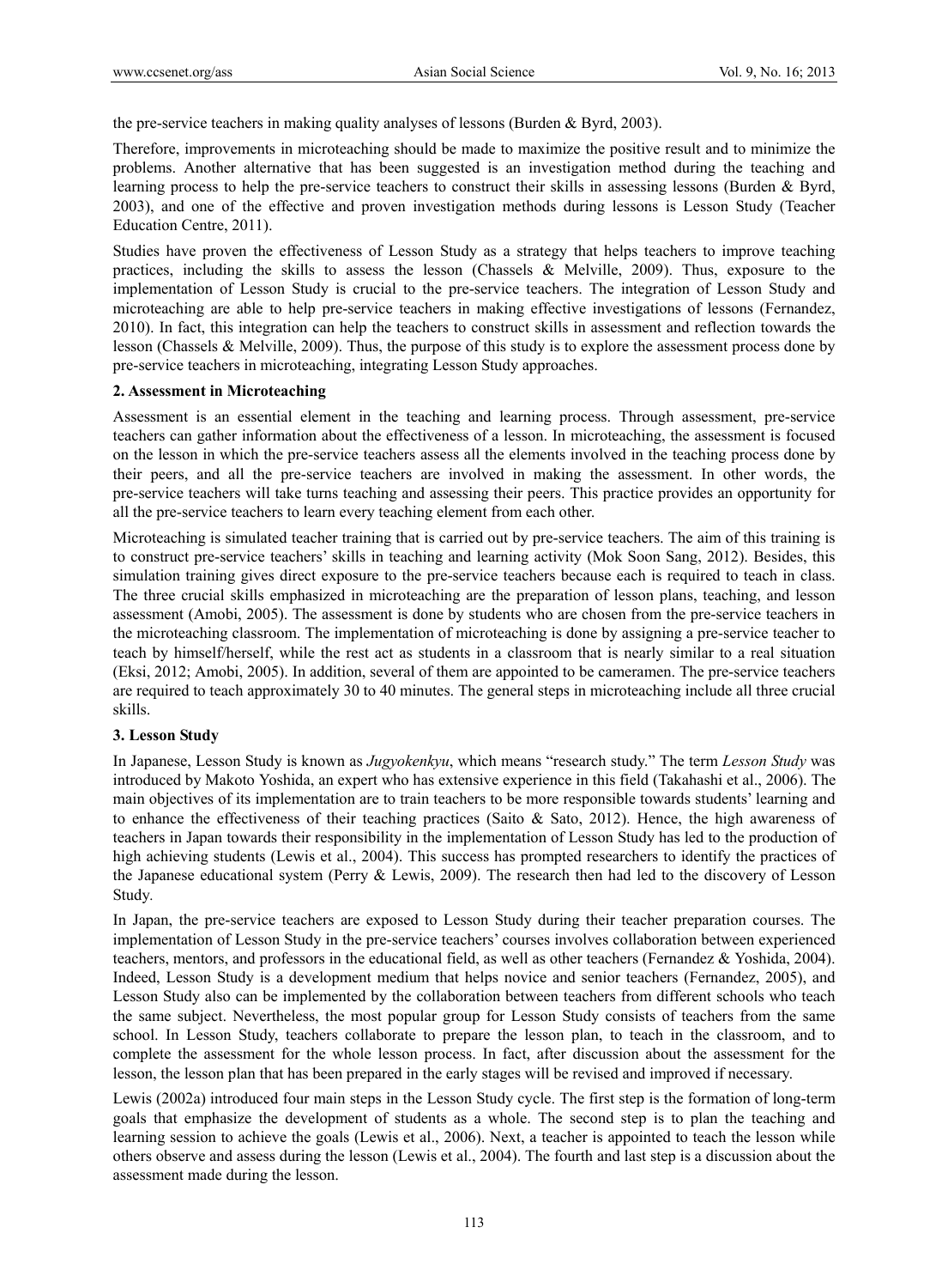the pre-service teachers in making quality analyses of lessons (Burden & Byrd, 2003).

Therefore, improvements in microteaching should be made to maximize the positive result and to minimize the problems. Another alternative that has been suggested is an investigation method during the teaching and learning process to help the pre-service teachers to construct their skills in assessing lessons (Burden & Byrd, 2003), and one of the effective and proven investigation methods during lessons is Lesson Study (Teacher Education Centre, 2011).

Studies have proven the effectiveness of Lesson Study as a strategy that helps teachers to improve teaching practices, including the skills to assess the lesson (Chassels & Melville, 2009). Thus, exposure to the implementation of Lesson Study is crucial to the pre-service teachers. The integration of Lesson Study and microteaching are able to help pre-service teachers in making effective investigations of lessons (Fernandez, 2010). In fact, this integration can help the teachers to construct skills in assessment and reflection towards the lesson (Chassels & Melville, 2009). Thus, the purpose of this study is to explore the assessment process done by pre-service teachers in microteaching, integrating Lesson Study approaches.

## 2. Assessment in Microteaching

Assessment is an essential element in the teaching and learning process. Through assessment, pre-service teachers can gather information about the effectiveness of a lesson. In microteaching, the assessment is focused on the lesson in which the pre-service teachers assess all the elements involved in the teaching process done by their peers, and all the pre-service teachers are involved in making the assessment. In other words, the pre-service teachers will take turns teaching and assessing their peers. This practice provides an opportunity for all the pre-service teachers to learn every teaching element from each other.

Microteaching is simulated teacher training that is carried out by pre-service teachers. The aim of this training is to construct pre-service teachers' skills in teaching and learning activity (Mok Soon Sang, 2012). Besides, this simulation training gives direct exposure to the pre-service teachers because each is required to teach in class. The three crucial skills emphasized in microteaching are the preparation of lesson plans, teaching, and lesson assessment (Amobi, 2005). The assessment is done by students who are chosen from the pre-service teachers in the microteaching classroom. The implementation of microteaching is done by assigning a pre-service teacher to teach by himself/herself, while the rest act as students in a classroom that is nearly similar to a real situation (Eksi, 2012; Amobi, 2005). In addition, several of them are appointed to be cameramen. The pre-service teachers are required to teach approximately 30 to 40 minutes. The general steps in microteaching include all three crucial skills.

## 3. Lesson Study

In Japanese, Lesson Study is known as *Jugyokenkyu*, which means "research study." The term *Lesson Study* was introduced by Makoto Yoshida, an expert who has extensive experience in this field (Takahashi et al., 2006). The main objectives of its implementation are to train teachers to be more responsible towards students' learning and to enhance the effectiveness of their teaching practices (Saito & Sato, 2012). Hence, the high awareness of teachers in Japan towards their responsibility in the implementation of Lesson Study has led to the production of high achieving students (Lewis et al., 2004). This success has prompted researchers to identify the practices of the Japanese educational system (Perry & Lewis, 2009). The research then had led to the discovery of Lesson Study.

In Japan, the pre-service teachers are exposed to Lesson Study during their teacher preparation courses. The implementation of Lesson Study in the pre-service teachers' courses involves collaboration between experienced teachers, mentors, and professors in the educational field, as well as other teachers (Fernandez & Yoshida, 2004). Indeed, Lesson Study is a development medium that helps novice and senior teachers (Fernandez, 2005), and Lesson Study also can be implemented by the collaboration between teachers from different schools who teach the same subject. Nevertheless, the most popular group for Lesson Study consists of teachers from the same school. In Lesson Study, teachers collaborate to prepare the lesson plan, to teach in the classroom, and to complete the assessment for the whole lesson process. In fact, after discussion about the assessment for the lesson, the lesson plan that has been prepared in the early stages will be revised and improved if necessary.

Lewis (2002a) introduced four main steps in the Lesson Study cycle. The first step is the formation of long-term goals that emphasize the development of students as a whole. The second step is to plan the teaching and learning session to achieve the goals (Lewis et al., 2006). Next, a teacher is appointed to teach the lesson while others observe and assess during the lesson (Lewis et al., 2004). The fourth and last step is a discussion about the assessment made during the lesson.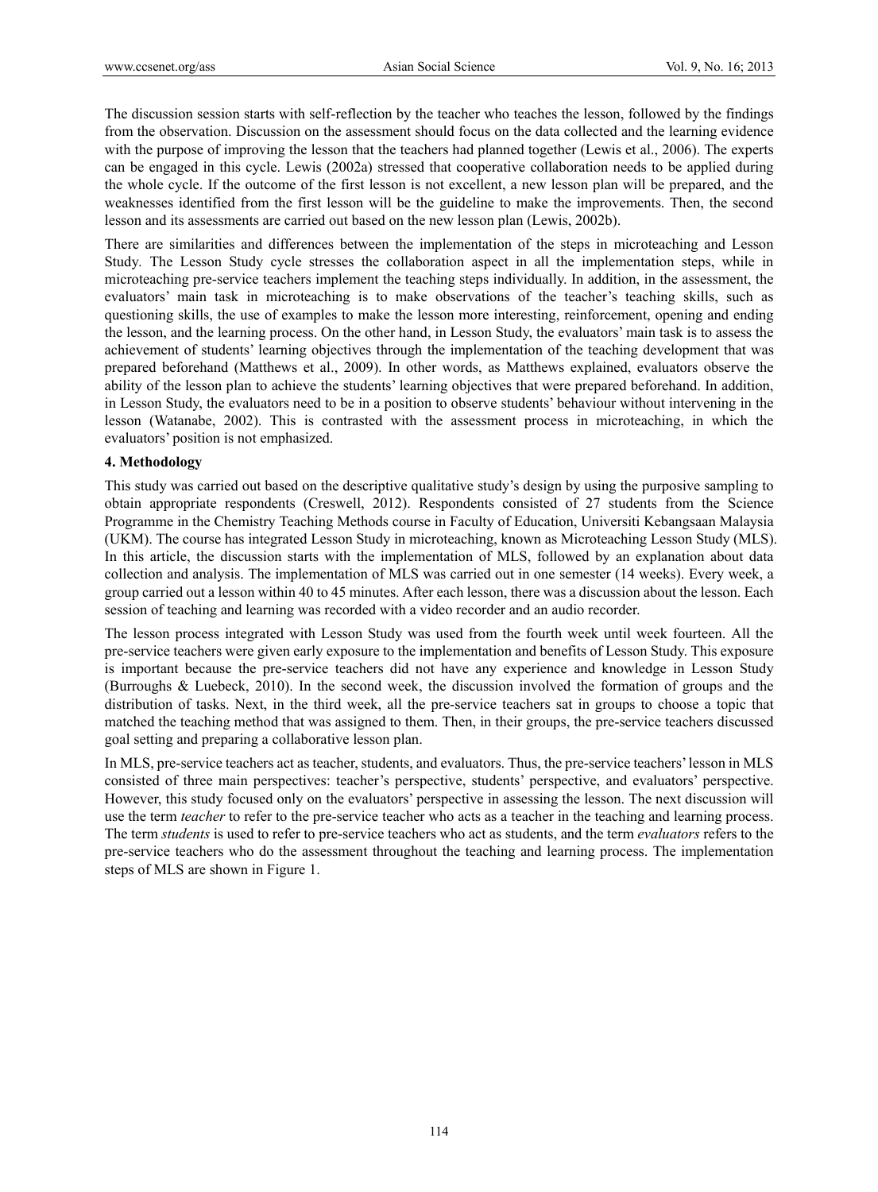The discussion session starts with self-reflection by the teacher who teaches the lesson, followed by the findings from the observation. Discussion on the assessment should focus on the data collected and the learning evidence with the purpose of improving the lesson that the teachers had planned together (Lewis et al., 2006). The experts can be engaged in this cycle. Lewis (2002a) stressed that cooperative collaboration needs to be applied during the whole cycle. If the outcome of the first lesson is not excellent, a new lesson plan will be prepared, and the weaknesses identified from the first lesson will be the guideline to make the improvements. Then, the second lesson and its assessments are carried out based on the new lesson plan (Lewis, 2002b).

There are similarities and differences between the implementation of the steps in microteaching and Lesson Study. The Lesson Study cycle stresses the collaboration aspect in all the implementation steps, while in microteaching pre-service teachers implement the teaching steps individually. In addition, in the assessment, the evaluators' main task in microteaching is to make observations of the teacher's teaching skills, such as questioning skills, the use of examples to make the lesson more interesting, reinforcement, opening and ending the lesson, and the learning process. On the other hand, in Lesson Study, the evaluators' main task is to assess the achievement of students' learning objectives through the implementation of the teaching development that was prepared beforehand (Matthews et al., 2009). In other words, as Matthews explained, evaluators observe the ability of the lesson plan to achieve the students' learning objectives that were prepared beforehand. In addition, in Lesson Study, the evaluators need to be in a position to observe students' behaviour without intervening in the lesson (Watanabe, 2002). This is contrasted with the assessment process in microteaching, in which the evaluators' position is not emphasized.

## 4. Methodology

This study was carried out based on the descriptive qualitative study's design by using the purposive sampling to obtain appropriate respondents (Creswell, 2012). Respondents consisted of 27 students from the Science Programme in the Chemistry Teaching Methods course in Faculty of Education, Universiti Kebangsaan Malaysia (UKM). The course has integrated Lesson Study in microteaching, known as Microteaching Lesson Study (MLS). In this article, the discussion starts with the implementation of MLS, followed by an explanation about data collection and analysis. The implementation of MLS was carried out in one semester (14 weeks). Every week, a group carried out a lesson within 40 to 45 minutes. After each lesson, there was a discussion about the lesson. Each session of teaching and learning was recorded with a video recorder and an audio recorder.

The lesson process integrated with Lesson Study was used from the fourth week until week fourteen. All the pre-service teachers were given early exposure to the implementation and benefits of Lesson Study. This exposure is important because the pre-service teachers did not have any experience and knowledge in Lesson Study (Burroughs & Luebeck, 2010). In the second week, the discussion involved the formation of groups and the distribution of tasks. Next, in the third week, all the pre-service teachers sat in groups to choose a topic that matched the teaching method that was assigned to them. Then, in their groups, the pre-service teachers discussed goal setting and preparing a collaborative lesson plan.

In MLS, pre-service teachers act as teacher, students, and evaluators. Thus, the pre-service teachers' lesson in MLS consisted of three main perspectives: teacher's perspective, students' perspective, and evaluators' perspective. However, this study focused only on the evaluators' perspective in assessing the lesson. The next discussion will use the term *teacher* to refer to the pre-service teacher who acts as a teacher in the teaching and learning process. The term *students* is used to refer to pre-service teachers who act as students, and the term *evaluators* refers to the pre-service teachers who do the assessment throughout the teaching and learning process. The implementation steps of MLS are shown in Figure 1.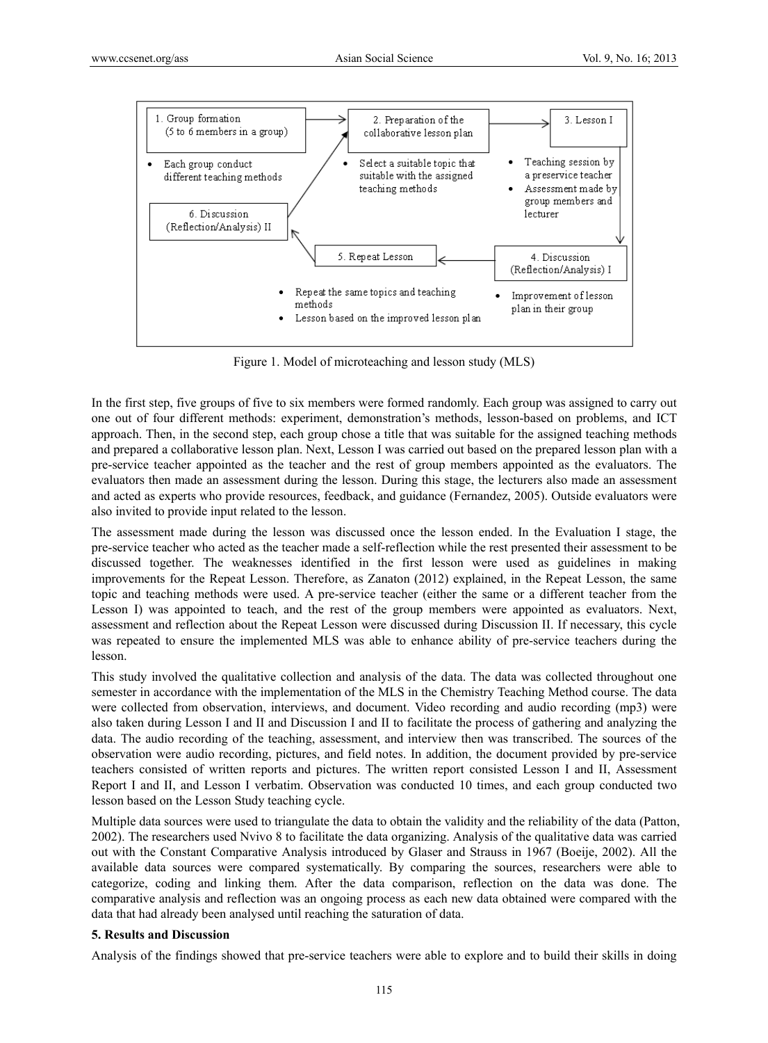1. Group formation (5 to 6 members in a group)
- Each group conduct different teaching methods

2. Preparation of the collaborative lesson plan
- Select a suitable topic that suitable with the assigned teaching methods

3. Lesson I
- Teaching session by a preservice teacher
- Assessment made by group members and lecturer

4. Discussion (Reflection/Analysis) I
- Improvement of lesson plan in their group

5. Repeat Lesson
- Repeat the same topics and teaching methods
- Lesson based on the improved lesson plan

6. Discussion (Reflection/Analysis) II

Figure 1. Model of microteaching and lesson study (MLS)

In the first step, five groups of five to six members were formed randomly. Each group was assigned to carry out one out of four different methods: experiment, demonstration's methods, lesson-based on problems, and ICT approach. Then, in the second step, each group chose a title that was suitable for the assigned teaching methods and prepared a collaborative lesson plan. Next, Lesson I was carried out based on the prepared lesson plan with a pre-service teacher appointed as the teacher and the rest of group members appointed as the evaluators. The evaluators then made an assessment during the lesson. During this stage, the lecturers also made an assessment and acted as experts who provide resources, feedback, and guidance (Fernandez, 2005). Outside evaluators were also invited to provide input related to the lesson.

The assessment made during the lesson was discussed once the lesson ended. In the Evaluation I stage, the pre-service teacher who acted as the teacher made a self-reflection while the rest presented their assessment to be discussed together. The weaknesses identified in the first lesson were used as guidelines in making improvements for the Repeat Lesson. Therefore, as Zanaton (2012) explained, in the Repeat Lesson, the same topic and teaching methods were used. A pre-service teacher (either the same or a different teacher from the Lesson I) was appointed to teach, and the rest of the group members were appointed as evaluators. Next, assessment and reflection about the Repeat Lesson were discussed during Discussion II. If necessary, this cycle was repeated to ensure the implemented MLS was able to enhance ability of pre-service teachers during the lesson.

This study involved the qualitative collection and analysis of the data. The data was collected throughout one semester in accordance with the implementation of the MLS in the Chemistry Teaching Method course. The data were collected from observation, interviews, and document. Video recording and audio recording (mp3) were also taken during Lesson I and II and Discussion I and II to facilitate the process of gathering and analyzing the data. The audio recording of the teaching, assessment, and interview then was transcribed. The sources of the observation were audio recording, pictures, and field notes. In addition, the document provided by pre-service teachers consisted of written reports and pictures. The written report consisted Lesson I and II, Assessment Report I and II, and Lesson I verbatim. Observation was conducted 10 times, and each group conducted two lesson based on the Lesson Study teaching cycle.

Multiple data sources were used to triangulate the data to obtain the validity and the reliability of the data (Patton, 2002). The researchers used Nvivo 8 to facilitate the data organizing. Analysis of the qualitative data was carried out with the Constant Comparative Analysis introduced by Glaser and Strauss in 1967 (Boeije, 2002). All the available data sources were compared systematically. By comparing the sources, researchers were able to categorize, coding and linking them. After the data comparison, reflection on the data was done. The comparative analysis and reflection was an ongoing process as each new data obtained were compared with the data that had already been analysed until reaching the saturation of data.

## 5. Results and Discussion

Analysis of the findings showed that pre-service teachers were able to explore and to build their skills in doing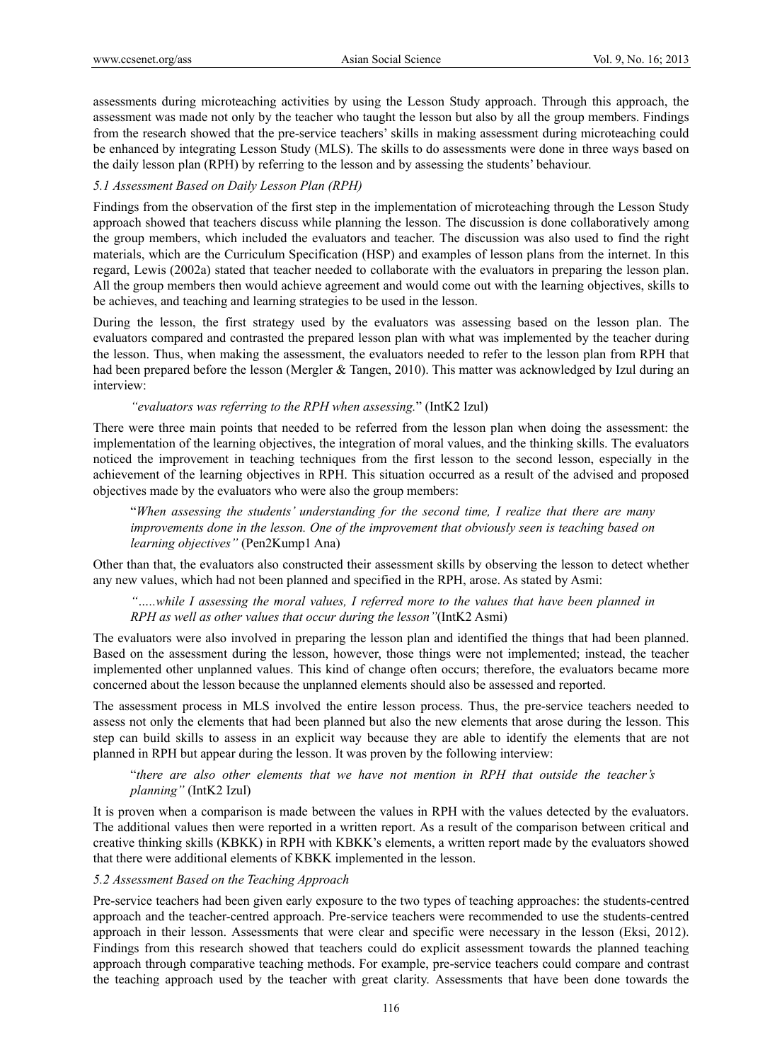assessments during microteaching activities by using the Lesson Study approach. Through this approach, the assessment was made not only by the teacher who taught the lesson but also by all the group members. Findings from the research showed that the pre-service teachers' skills in making assessment during microteaching could be enhanced by integrating Lesson Study (MLS). The skills to do assessments were done in three ways based on the daily lesson plan (RPH) by referring to the lesson and by assessing the students' behaviour.

### 5.1 Assessment Based on Daily Lesson Plan (RPH)

Findings from the observation of the first step in the implementation of microteaching through the Lesson Study approach showed that teachers discuss while planning the lesson. The discussion is done collaboratively among the group members, which included the evaluators and teacher. The discussion was also used to find the right materials, which are the Curriculum Specification (HSP) and examples of lesson plans from the internet. In this regard, Lewis (2002a) stated that teacher needed to collaborate with the evaluators in preparing the lesson plan. All the group members then would achieve agreement and would come out with the learning objectives, skills to be achieves, and teaching and learning strategies to be used in the lesson.

During the lesson, the first strategy used by the evaluators was assessing based on the lesson plan. The evaluators compared and contrasted the prepared lesson plan with what was implemented by the teacher during the lesson. Thus, when making the assessment, the evaluators needed to refer to the lesson plan from RPH that had been prepared before the lesson (Mergler & Tangen, 2010). This matter was acknowledged by Izul during an interview:

> *"evaluators was referring to the RPH when assessing.*" (IntK2 Izul)

There were three main points that needed to be referred from the lesson plan when doing the assessment: the implementation of the learning objectives, the integration of moral values, and the thinking skills. The evaluators noticed the improvement in teaching techniques from the first lesson to the second lesson, especially in the achievement of the learning objectives in RPH. This situation occurred as a result of the advised and proposed objectives made by the evaluators who were also the group members:

> "*When assessing the students' understanding for the second time, I realize that there are many improvements done in the lesson. One of the improvement that obviously seen is teaching based on learning objectives"* (Pen2Kump1 Ana)

Other than that, the evaluators also constructed their assessment skills by observing the lesson to detect whether any new values, which had not been planned and specified in the RPH, arose. As stated by Asmi:

> *".....while I assessing the moral values, I referred more to the values that have been planned in RPH as well as other values that occur during the lesson"*(IntK2 Asmi)

The evaluators were also involved in preparing the lesson plan and identified the things that had been planned. Based on the assessment during the lesson, however, those things were not implemented; instead, the teacher implemented other unplanned values. This kind of change often occurs; therefore, the evaluators became more concerned about the lesson because the unplanned elements should also be assessed and reported.

The assessment process in MLS involved the entire lesson process. Thus, the pre-service teachers needed to assess not only the elements that had been planned but also the new elements that arose during the lesson. This step can build skills to assess in an explicit way because they are able to identify the elements that are not planned in RPH but appear during the lesson. It was proven by the following interview:

> "*there are also other elements that we have not mention in RPH that outside the teacher's planning"* (IntK2 Izul)

It is proven when a comparison is made between the values in RPH with the values detected by the evaluators. The additional values then were reported in a written report. As a result of the comparison between critical and creative thinking skills (KBKK) in RPH with KBKK's elements, a written report made by the evaluators showed that there were additional elements of KBKK implemented in the lesson.

### 5.2 Assessment Based on the Teaching Approach

Pre-service teachers had been given early exposure to the two types of teaching approaches: the students-centred approach and the teacher-centred approach. Pre-service teachers were recommended to use the students-centred approach in their lesson. Assessments that were clear and specific were necessary in the lesson (Eksi, 2012). Findings from this research showed that teachers could do explicit assessment towards the planned teaching approach through comparative teaching methods. For example, pre-service teachers could compare and contrast the teaching approach used by the teacher with great clarity. Assessments that have been done towards the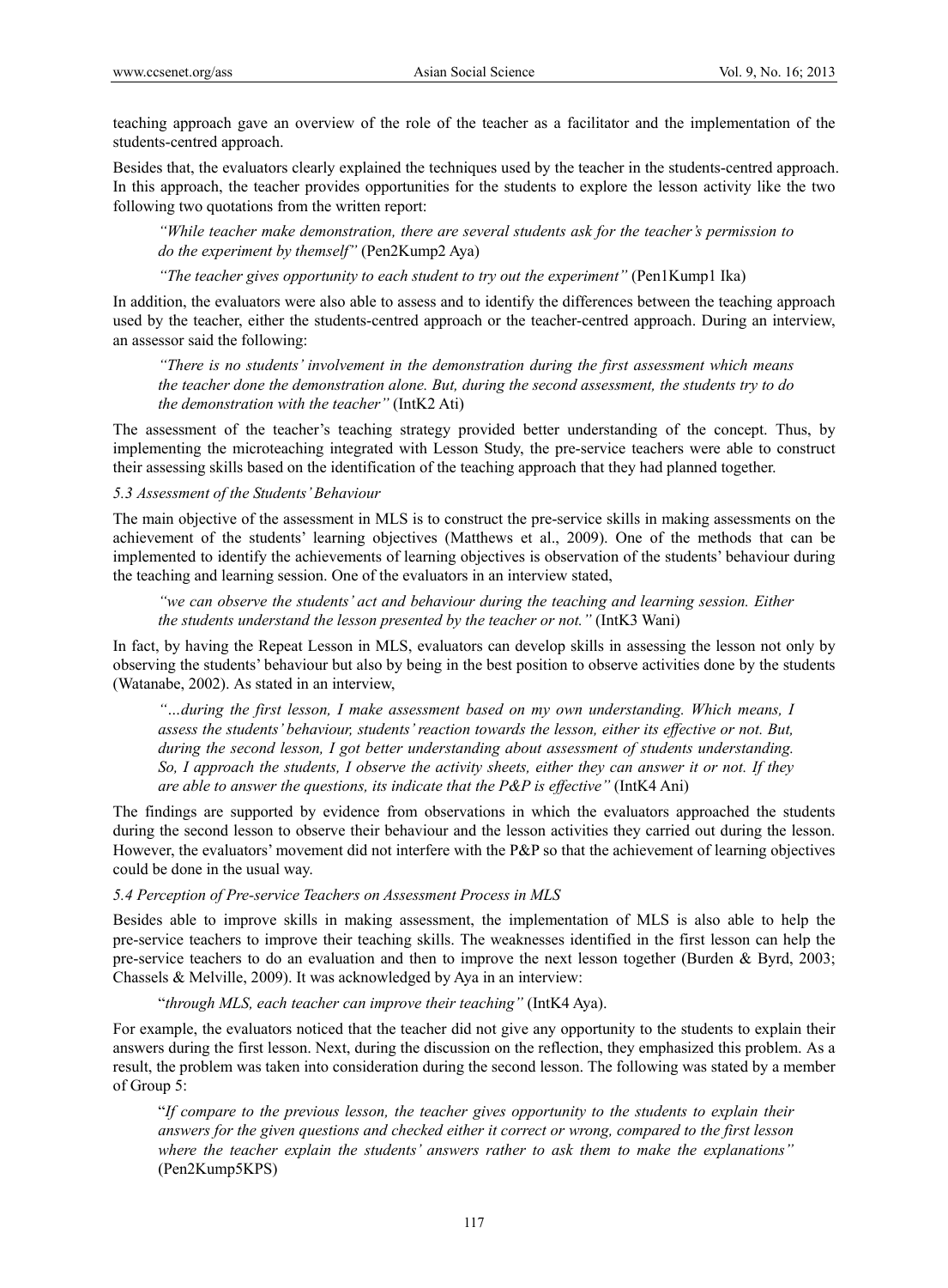teaching approach gave an overview of the role of the teacher as a facilitator and the implementation of the students-centred approach.

Besides that, the evaluators clearly explained the techniques used by the teacher in the students-centred approach. In this approach, the teacher provides opportunities for the students to explore the lesson activity like the two following two quotations from the written report:

> *"While teacher make demonstration, there are several students ask for the teacher's permission to do the experiment by themself"* (Pen2Kump2 Aya)

> *"The teacher gives opportunity to each student to try out the experiment"* (Pen1Kump1 Ika)

In addition, the evaluators were also able to assess and to identify the differences between the teaching approach used by the teacher, either the students-centred approach or the teacher-centred approach. During an interview, an assessor said the following:

> *"There is no students' involvement in the demonstration during the first assessment which means the teacher done the demonstration alone. But, during the second assessment, the students try to do the demonstration with the teacher"* (IntK2 Ati)

The assessment of the teacher's teaching strategy provided better understanding of the concept. Thus, by implementing the microteaching integrated with Lesson Study, the pre-service teachers were able to construct their assessing skills based on the identification of the teaching approach that they had planned together.

### *5.3 Assessment of the Students' Behaviour*

The main objective of the assessment in MLS is to construct the pre-service skills in making assessments on the achievement of the students' learning objectives (Matthews et al., 2009). One of the methods that can be implemented to identify the achievements of learning objectives is observation of the students' behaviour during the teaching and learning session. One of the evaluators in an interview stated,

> *"we can observe the students' act and behaviour during the teaching and learning session. Either the students understand the lesson presented by the teacher or not."* (IntK3 Wani)

In fact, by having the Repeat Lesson in MLS, evaluators can develop skills in assessing the lesson not only by observing the students' behaviour but also by being in the best position to observe activities done by the students (Watanabe, 2002). As stated in an interview,

> *"…during the first lesson, I make assessment based on my own understanding. Which means, I assess the students' behaviour, students' reaction towards the lesson, either its effective or not. But, during the second lesson, I got better understanding about assessment of students understanding. So, I approach the students, I observe the activity sheets, either they can answer it or not. If they are able to answer the questions, its indicate that the P&P is effective"* (IntK4 Ani)

The findings are supported by evidence from observations in which the evaluators approached the students during the second lesson to observe their behaviour and the lesson activities they carried out during the lesson. However, the evaluators' movement did not interfere with the P&P so that the achievement of learning objectives could be done in the usual way.

### *5.4 Perception of Pre-service Teachers on Assessment Process in MLS*

Besides able to improve skills in making assessment, the implementation of MLS is also able to help the pre-service teachers to improve their teaching skills. The weaknesses identified in the first lesson can help the pre-service teachers to do an evaluation and then to improve the next lesson together (Burden & Byrd, 2003; Chassels & Melville, 2009). It was acknowledged by Aya in an interview:

> "*through MLS, each teacher can improve their teaching"* (IntK4 Aya).

For example, the evaluators noticed that the teacher did not give any opportunity to the students to explain their answers during the first lesson. Next, during the discussion on the reflection, they emphasized this problem. As a result, the problem was taken into consideration during the second lesson. The following was stated by a member of Group 5:

> "*If compare to the previous lesson, the teacher gives opportunity to the students to explain their answers for the given questions and checked either it correct or wrong, compared to the first lesson where the teacher explain the students' answers rather to ask them to make the explanations"* (Pen2Kump5KPS)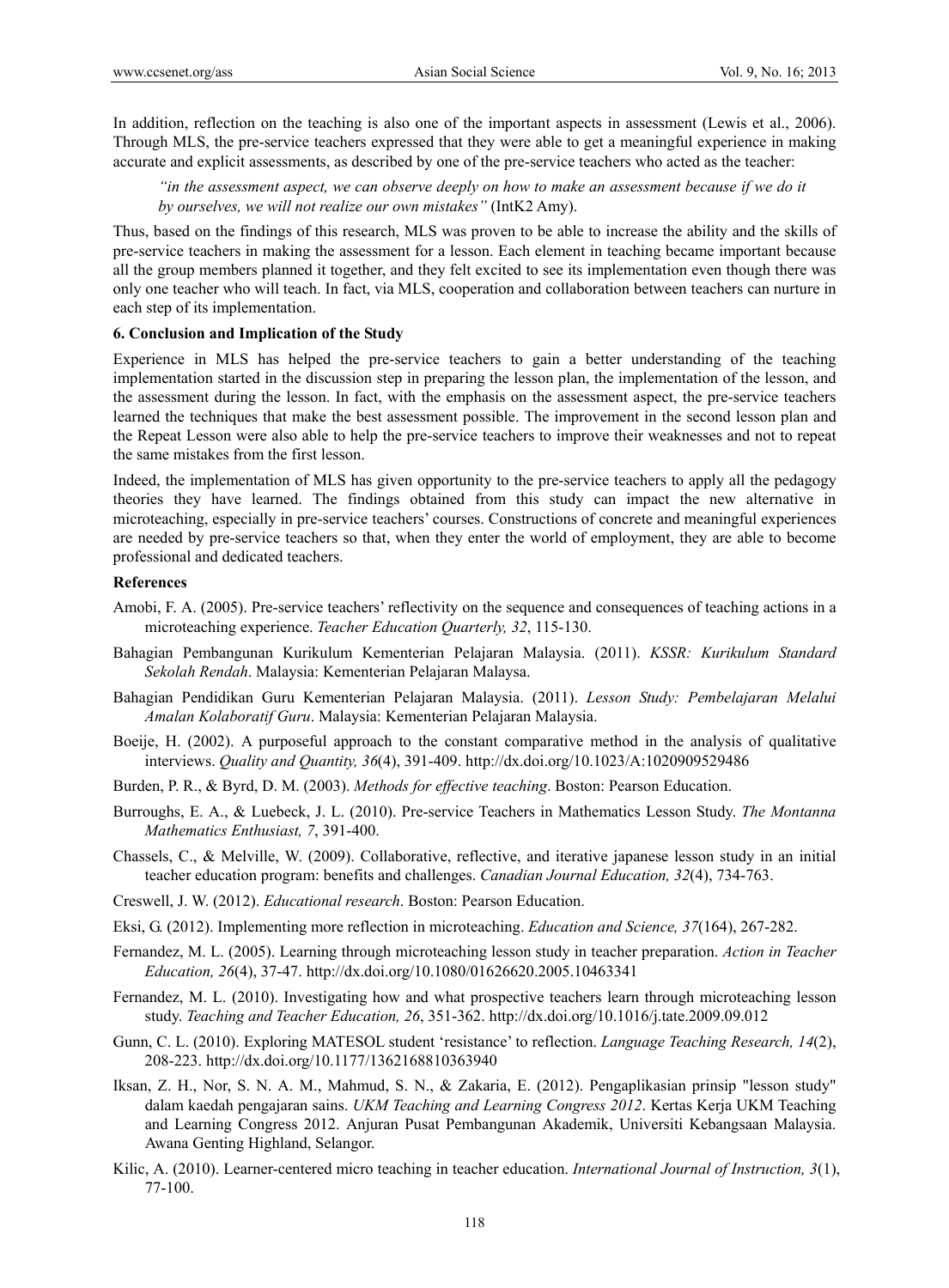In addition, reflection on the teaching is also one of the important aspects in assessment (Lewis et al., 2006). Through MLS, the pre-service teachers expressed that they were able to get a meaningful experience in making accurate and explicit assessments, as described by one of the pre-service teachers who acted as the teacher:

> *"in the assessment aspect, we can observe deeply on how to make an assessment because if we do it by ourselves, we will not realize our own mistakes"* (IntK2 Amy).

Thus, based on the findings of this research, MLS was proven to be able to increase the ability and the skills of pre-service teachers in making the assessment for a lesson. Each element in teaching became important because all the group members planned it together, and they felt excited to see its implementation even though there was only one teacher who will teach. In fact, via MLS, cooperation and collaboration between teachers can nurture in each step of its implementation.

## 6. Conclusion and Implication of the Study

Experience in MLS has helped the pre-service teachers to gain a better understanding of the teaching implementation started in the discussion step in preparing the lesson plan, the implementation of the lesson, and the assessment during the lesson. In fact, with the emphasis on the assessment aspect, the pre-service teachers learned the techniques that make the best assessment possible. The improvement in the second lesson plan and the Repeat Lesson were also able to help the pre-service teachers to improve their weaknesses and not to repeat the same mistakes from the first lesson.

Indeed, the implementation of MLS has given opportunity to the pre-service teachers to apply all the pedagogy theories they have learned. The findings obtained from this study can impact the new alternative in microteaching, especially in pre-service teachers' courses. Constructions of concrete and meaningful experiences are needed by pre-service teachers so that, when they enter the world of employment, they are able to become professional and dedicated teachers.

## References

Amobi, F. A. (2005). Pre-service teachers' reflectivity on the sequence and consequences of teaching actions in a microteaching experience. *Teacher Education Quarterly, 32*, 115-130.

Bahagian Pembangunan Kurikulum Kementerian Pelajaran Malaysia. (2011). *KSSR: Kurikulum Standard Sekolah Rendah*. Malaysia: Kementerian Pelajaran Malaysa.

Bahagian Pendidikan Guru Kementerian Pelajaran Malaysia. (2011). *Lesson Study: Pembelajaran Melalui Amalan Kolaboratif Guru*. Malaysia: Kementerian Pelajaran Malaysia.

Boeije, H. (2002). A purposeful approach to the constant comparative method in the analysis of qualitative interviews. *Quality and Quantity, 36*(4), 391-409. http://dx.doi.org/10.1023/A:1020909529486

Burden, P. R., & Byrd, D. M. (2003). *Methods for effective teaching*. Boston: Pearson Education.

Burroughs, E. A., & Luebeck, J. L. (2010). Pre-service Teachers in Mathematics Lesson Study. *The Montanna Mathematics Enthusiast, 7*, 391-400.

Chassels, C., & Melville, W. (2009). Collaborative, reflective, and iterative japanese lesson study in an initial teacher education program: benefits and challenges. *Canadian Journal Education, 32*(4), 734-763.

Creswell, J. W. (2012). *Educational research*. Boston: Pearson Education.

Eksi, G. (2012). Implementing more reflection in microteaching. *Education and Science, 37*(164), 267-282.

Fernandez, M. L. (2005). Learning through microteaching lesson study in teacher preparation. *Action in Teacher Education, 26*(4), 37-47. http://dx.doi.org/10.1080/01626620.2005.10463341

Fernandez, M. L. (2010). Investigating how and what prospective teachers learn through microteaching lesson study. *Teaching and Teacher Education, 26*, 351-362. http://dx.doi.org/10.1016/j.tate.2009.09.012

Gunn, C. L. (2010). Exploring MATESOL student 'resistance' to reflection. *Language Teaching Research, 14*(2), 208-223. http://dx.doi.org/10.1177/1362168810363940

Iksan, Z. H., Nor, S. N. A. M., Mahmud, S. N., & Zakaria, E. (2012). Pengaplikasian prinsip "lesson study" dalam kaedah pengajaran sains. *UKM Teaching and Learning Congress 2012*. Kertas Kerja UKM Teaching and Learning Congress 2012. Anjuran Pusat Pembangunan Akademik, Universiti Kebangsaan Malaysia. Awana Genting Highland, Selangor.

Kilic, A. (2010). Learner-centered micro teaching in teacher education. *International Journal of Instruction, 3*(1), 77-100.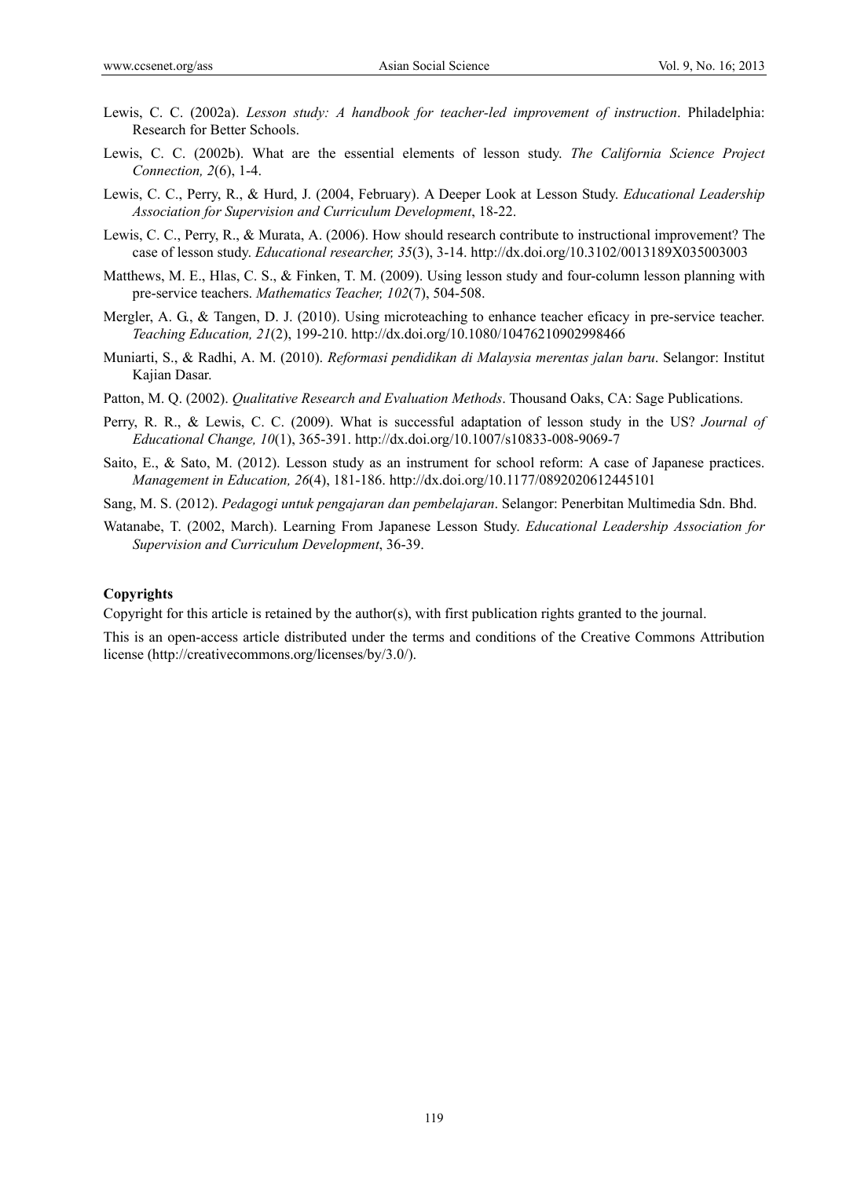Lewis, C. C. (2002a). *Lesson study: A handbook for teacher-led improvement of instruction*. Philadelphia: Research for Better Schools.

Lewis, C. C. (2002b). What are the essential elements of lesson study. *The California Science Project Connection, 2*(6), 1-4.

Lewis, C. C., Perry, R., & Hurd, J. (2004, February). A Deeper Look at Lesson Study. *Educational Leadership Association for Supervision and Curriculum Development*, 18-22.

Lewis, C. C., Perry, R., & Murata, A. (2006). How should research contribute to instructional improvement? The case of lesson study. *Educational researcher, 35*(3), 3-14. http://dx.doi.org/10.3102/0013189X035003003

Matthews, M. E., Hlas, C. S., & Finken, T. M. (2009). Using lesson study and four-column lesson planning with pre-service teachers. *Mathematics Teacher, 102*(7), 504-508.

Mergler, A. G., & Tangen, D. J. (2010). Using microteaching to enhance teacher eficacy in pre-service teacher. *Teaching Education, 21*(2), 199-210. http://dx.doi.org/10.1080/10476210902998466

Muniarti, S., & Radhi, A. M. (2010). *Reformasi pendidikan di Malaysia merentas jalan baru*. Selangor: Institut Kajian Dasar.

Patton, M. Q. (2002). *Qualitative Research and Evaluation Methods*. Thousand Oaks, CA: Sage Publications.

Perry, R. R., & Lewis, C. C. (2009). What is successful adaptation of lesson study in the US? *Journal of Educational Change, 10*(1), 365-391. http://dx.doi.org/10.1007/s10833-008-9069-7

Saito, E., & Sato, M. (2012). Lesson study as an instrument for school reform: A case of Japanese practices. *Management in Education, 26*(4), 181-186. http://dx.doi.org/10.1177/0892020612445101

Sang, M. S. (2012). *Pedagogi untuk pengajaran dan pembelajaran*. Selangor: Penerbitan Multimedia Sdn. Bhd.

Watanabe, T. (2002, March). Learning From Japanese Lesson Study. *Educational Leadership Association for Supervision and Curriculum Development*, 36-39.

**Copyrights**

Copyright for this article is retained by the author(s), with first publication rights granted to the journal.

This is an open-access article distributed under the terms and conditions of the Creative Commons Attribution license (http://creativecommons.org/licenses/by/3.0/).